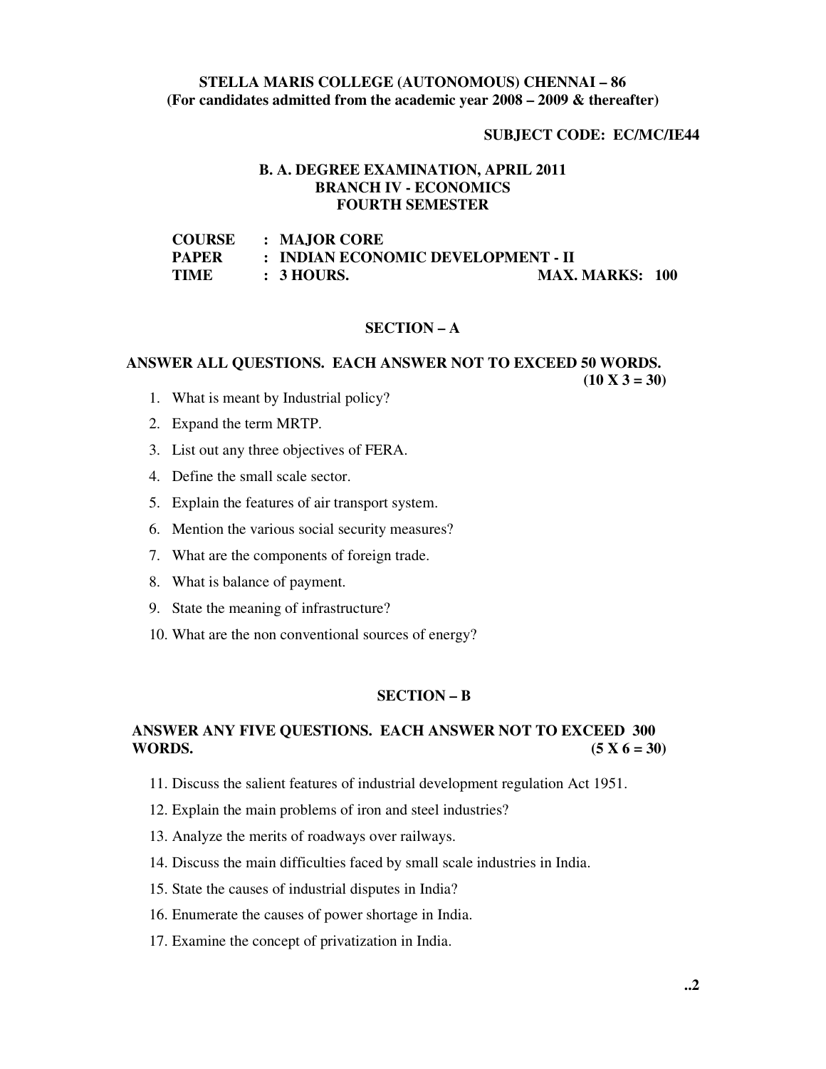**STELLA MARIS COLLEGE (AUTONOMOUS) CHENNAI – 86**
**(For candidates admitted from the academic year 2008 – 2009 & thereafter)**

**SUBJECT CODE: EC/MC/IE44**

**B. A. DEGREE EXAMINATION, APRIL 2011**
**BRANCH IV - ECONOMICS**
**FOURTH SEMESTER**

**COURSE : MAJOR CORE**
**PAPER : INDIAN ECONOMIC DEVELOPMENT - II**
**TIME : 3 HOURS. MAX. MARKS: 100**

## SECTION – A

**ANSWER ALL QUESTIONS. EACH ANSWER NOT TO EXCEED 50 WORDS. (10 X 3 = 30)**

1. What is meant by Industrial policy?
2. Expand the term MRTP.
3. List out any three objectives of FERA.
4. Define the small scale sector.
5. Explain the features of air transport system.
6. Mention the various social security measures?
7. What are the components of foreign trade.
8. What is balance of payment.
9. State the meaning of infrastructure?
10. What are the non conventional sources of energy?

## SECTION – B

**ANSWER ANY FIVE QUESTIONS. EACH ANSWER NOT TO EXCEED 300 WORDS. (5 X 6 = 30)**

11. Discuss the salient features of industrial development regulation Act 1951.
12. Explain the main problems of iron and steel industries?
13. Analyze the merits of roadways over railways.
14. Discuss the main difficulties faced by small scale industries in India.
15. State the causes of industrial disputes in India?
16. Enumerate the causes of power shortage in India.
17. Examine the concept of privatization in India.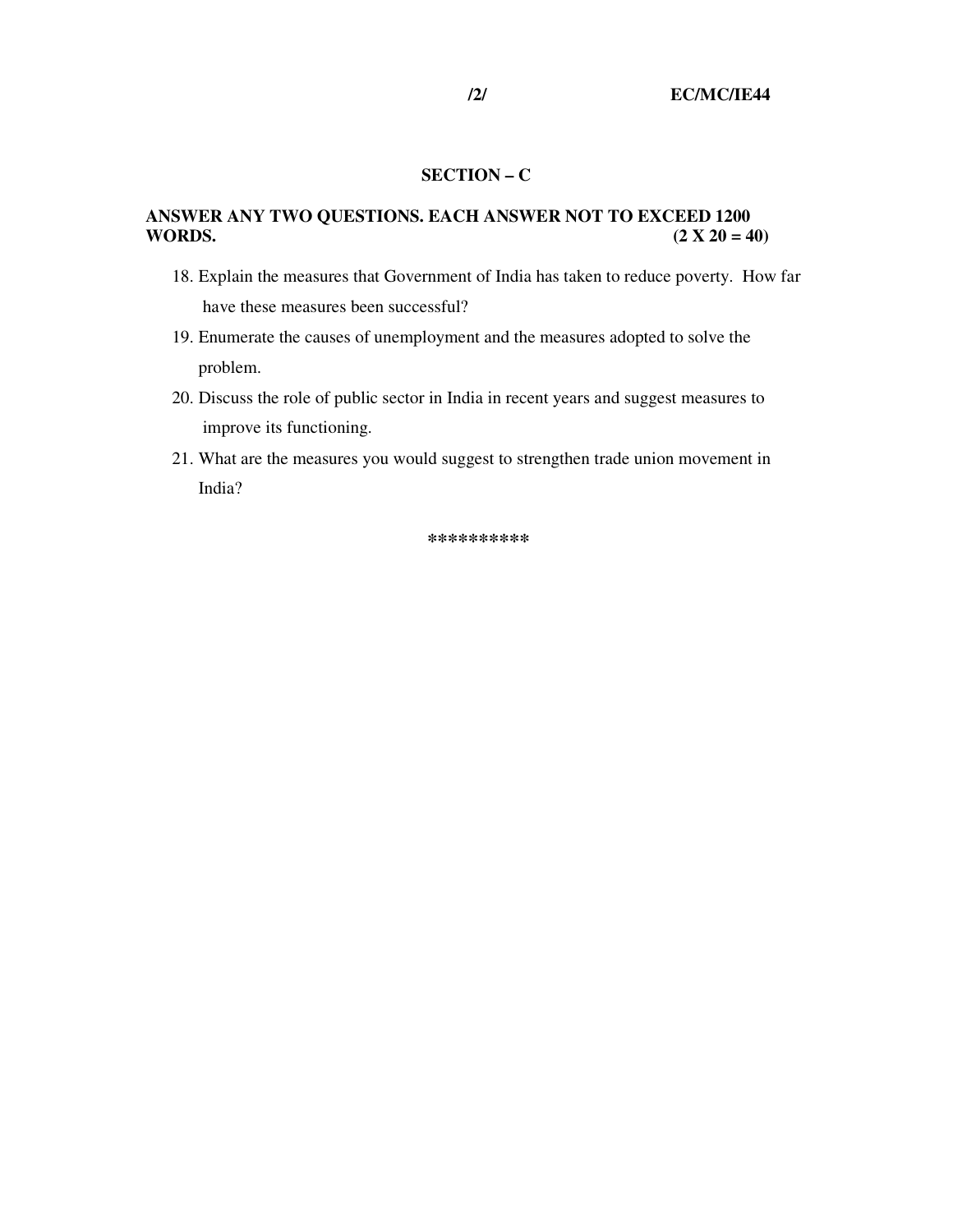## SECTION – C

**ANSWER ANY TWO QUESTIONS. EACH ANSWER NOT TO EXCEED 1200 WORDS. (2 X 20 = 40)**

18. Explain the measures that Government of India has taken to reduce poverty. How far have these measures been successful?
19. Enumerate the causes of unemployment and the measures adopted to solve the problem.
20. Discuss the role of public sector in India in recent years and suggest measures to improve its functioning.
21. What are the measures you would suggest to strengthen trade union movement in India?

*********